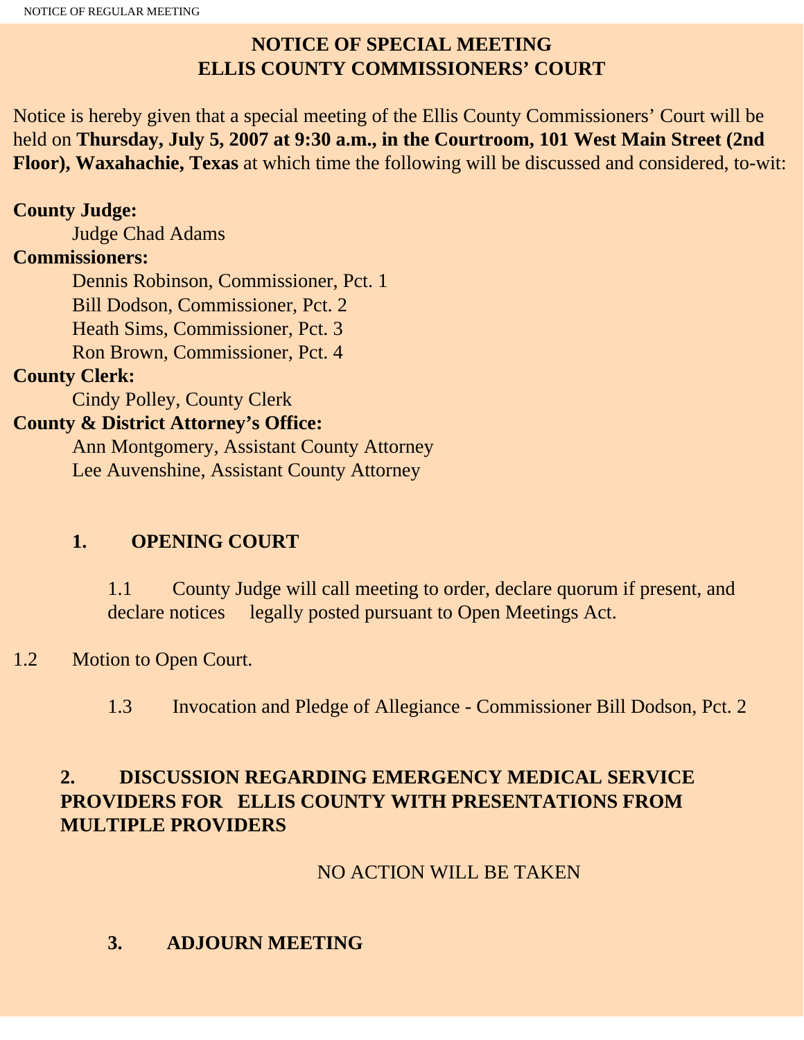# NOTICE OF SPECIAL MEETING
# ELLIS COUNTY COMMISSIONERS' COURT

Notice is hereby given that a special meeting of the Ellis County Commissioners' Court will be held on **Thursday, July 5, 2007 at 9:30 a.m., in the Courtroom, 101 West Main Street (2nd Floor), Waxahachie, Texas** at which time the following will be discussed and considered, to-wit:

**County Judge:**
Judge Chad Adams

**Commissioners:**
Dennis Robinson, Commissioner, Pct. 1
Bill Dodson, Commissioner, Pct. 2
Heath Sims, Commissioner, Pct. 3
Ron Brown, Commissioner, Pct. 4

**County Clerk:**
Cindy Polley, County Clerk

**County & District Attorney's Office:**
Ann Montgomery, Assistant County Attorney
Lee Auvenshine, Assistant County Attorney

## 1. OPENING COURT

1.1 County Judge will call meeting to order, declare quorum if present, and declare notices legally posted pursuant to Open Meetings Act.

1.2 Motion to Open Court.

1.3 Invocation and Pledge of Allegiance - Commissioner Bill Dodson, Pct. 2

## 2. DISCUSSION REGARDING EMERGENCY MEDICAL SERVICE PROVIDERS FOR ELLIS COUNTY WITH PRESENTATIONS FROM MULTIPLE PROVIDERS

NO ACTION WILL BE TAKEN

## 3. ADJOURN MEETING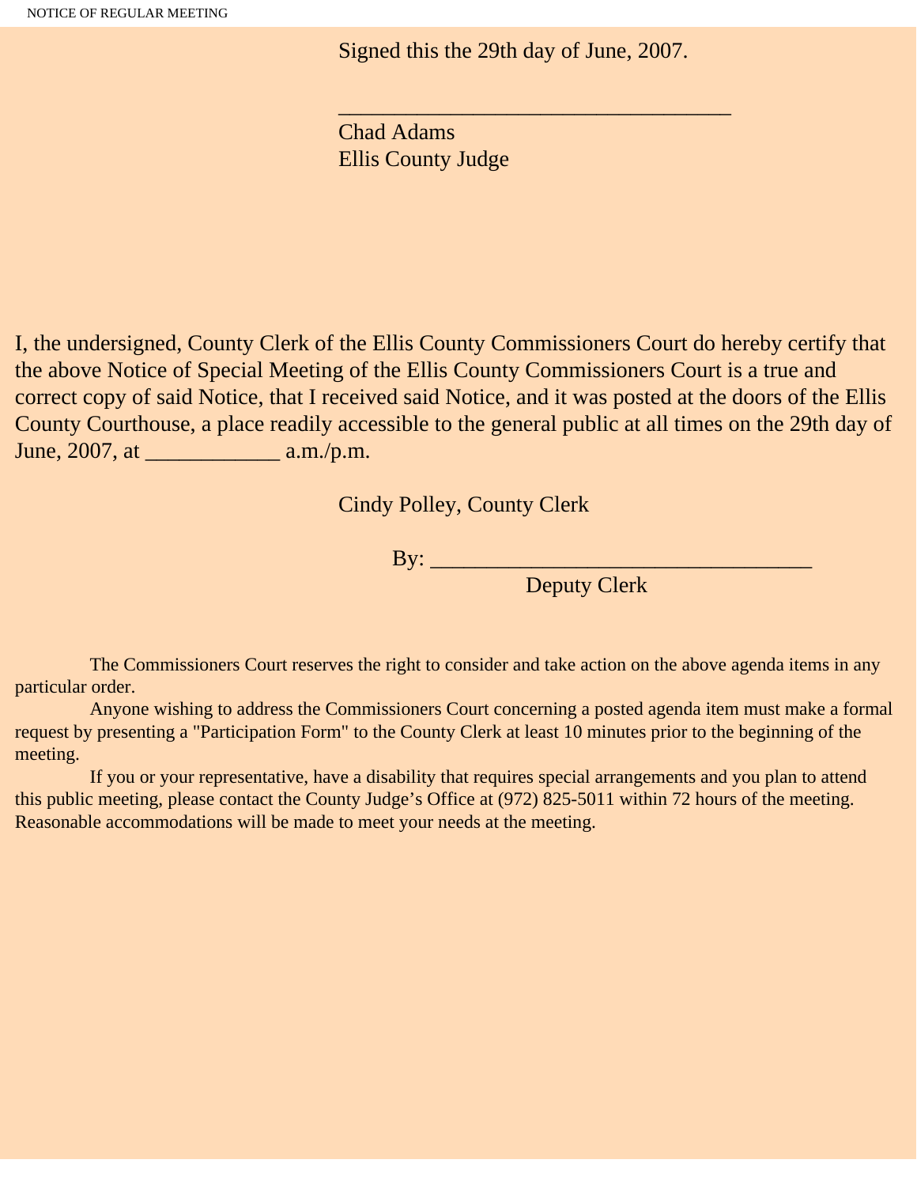Signed this the 29th day of June, 2007.

\_\_\_\_\_\_\_\_\_\_\_\_\_\_\_\_\_\_\_\_\_\_\_\_\_\_\_\_\_\_\_\_\_\_\_\_
Chad Adams
Ellis County Judge

I, the undersigned, County Clerk of the Ellis County Commissioners Court do hereby certify that the above Notice of Special Meeting of the Ellis County Commissioners Court is a true and correct copy of said Notice, that I received said Notice, and it was posted at the doors of the Ellis County Courthouse, a place readily accessible to the general public at all times on the 29th day of June, 2007, at \_\_\_\_\_\_\_\_\_\_\_\_ a.m./p.m.

Cindy Polley, County Clerk

By: \_\_\_\_\_\_\_\_\_\_\_\_\_\_\_\_\_\_\_\_\_\_\_\_\_\_\_\_\_\_\_\_\_\_\_
Deputy Clerk

The Commissioners Court reserves the right to consider and take action on the above agenda items in any particular order.

Anyone wishing to address the Commissioners Court concerning a posted agenda item must make a formal request by presenting a "Participation Form" to the County Clerk at least 10 minutes prior to the beginning of the meeting.

If you or your representative, have a disability that requires special arrangements and you plan to attend this public meeting, please contact the County Judge's Office at (972) 825-5011 within 72 hours of the meeting. Reasonable accommodations will be made to meet your needs at the meeting.